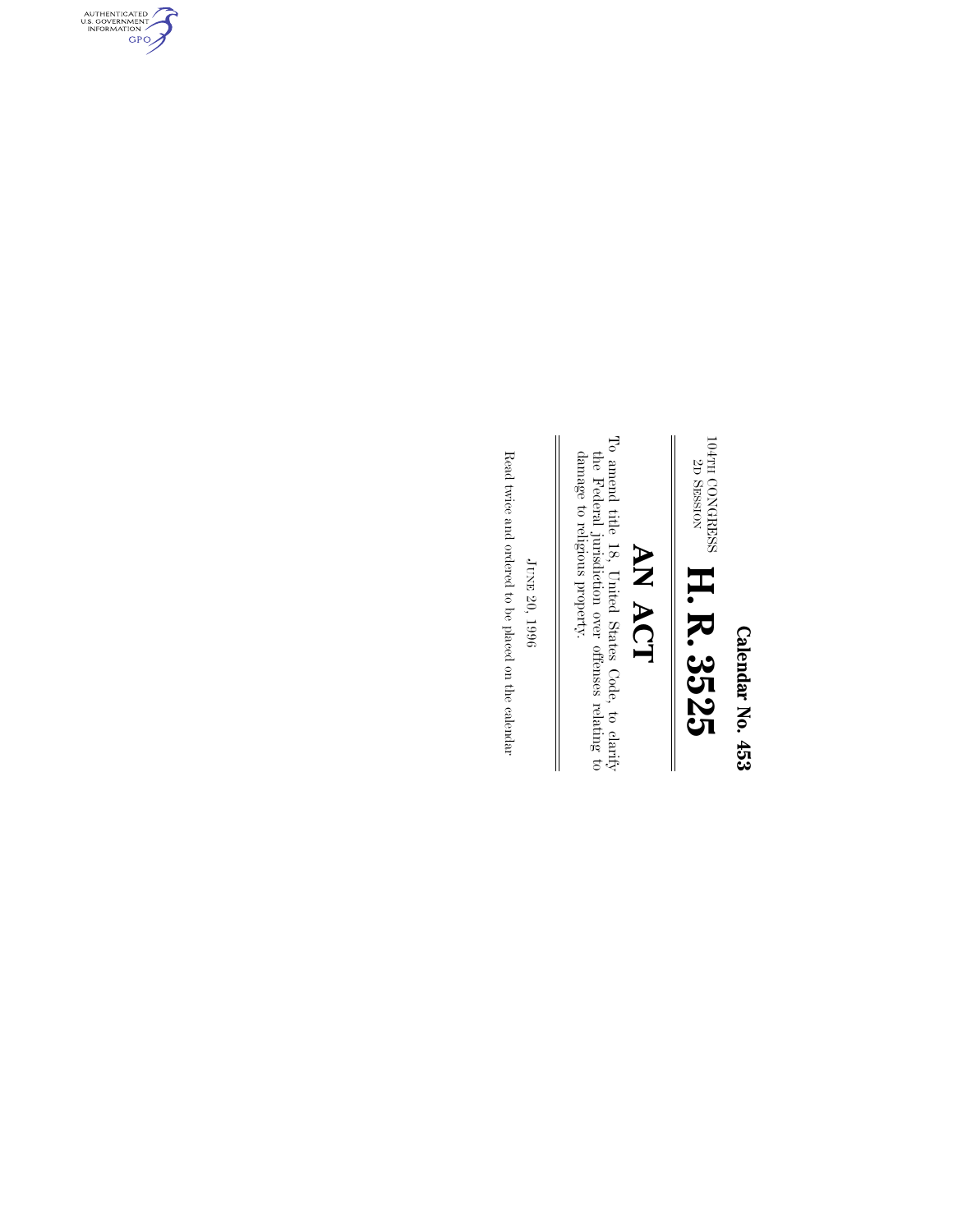Calendar No. 453

104TH CONGRESS
2D SESSION

# H. R. 3525

## AN ACT

To amend title 18, United States Code, to clarify the Federal jurisdiction over offenses relating to damage to religious property.

JUNE 20, 1996

Read twice and ordered to be placed on the calendar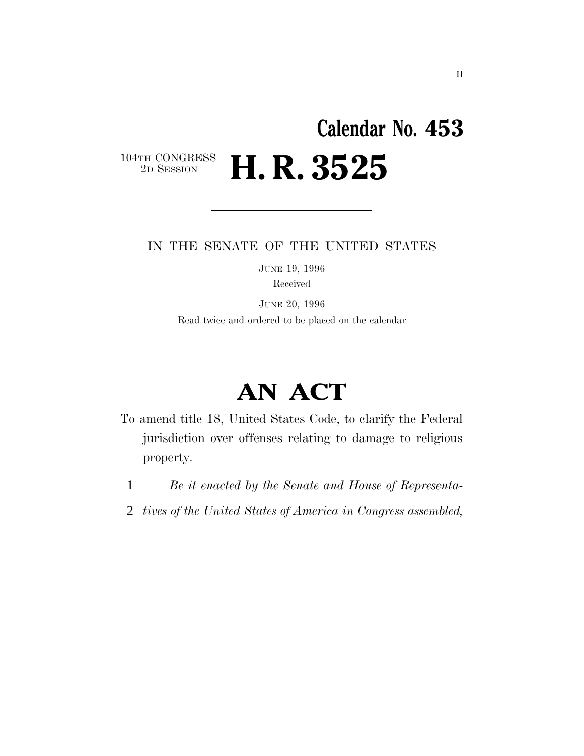# Calendar No. 453

104TH CONGRESS
2D SESSION

# H. R. 3525

IN THE SENATE OF THE UNITED STATES

JUNE 19, 1996

Received

JUNE 20, 1996

Read twice and ordered to be placed on the calendar

# AN ACT

To amend title 18, United States Code, to clarify the Federal jurisdiction over offenses relating to damage to religious property.

1 *Be it enacted by the Senate and House of Representa-*

2 *tives of the United States of America in Congress assembled,*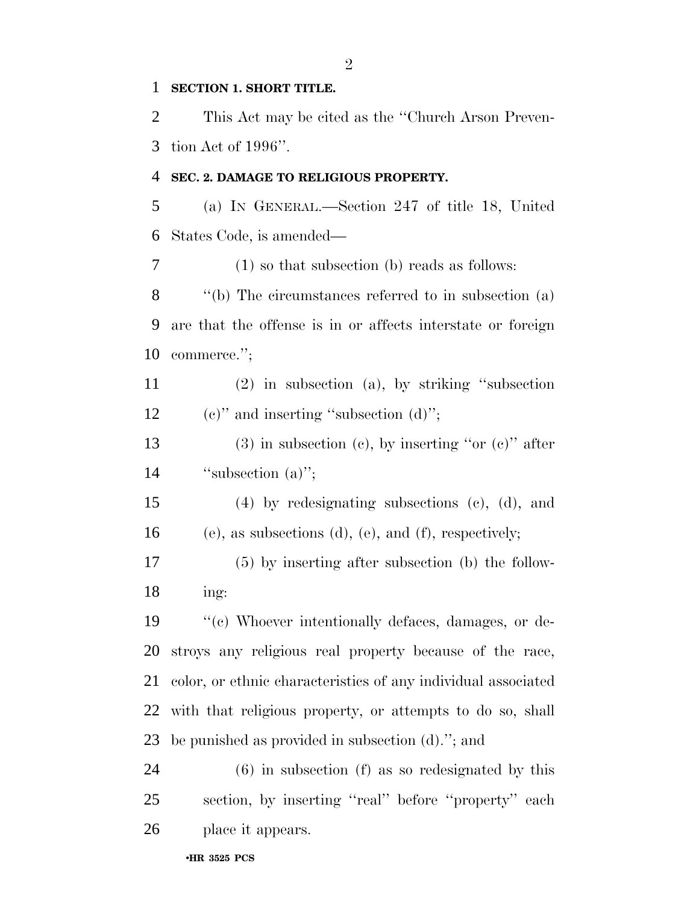**SECTION 1. SHORT TITLE.**

This Act may be cited as the ''Church Arson Prevention Act of 1996''.

**SEC. 2. DAMAGE TO RELIGIOUS PROPERTY.**

(a) IN GENERAL.—Section 247 of title 18, United States Code, is amended—

(1) so that subsection (b) reads as follows:

''(b) The circumstances referred to in subsection (a) are that the offense is in or affects interstate or foreign commerce.'';

(2) in subsection (a), by striking ''subsection (c)'' and inserting ''subsection (d)'';

(3) in subsection (c), by inserting ''or (c)'' after ''subsection (a)'';

(4) by redesignating subsections (c), (d), and (e), as subsections (d), (e), and (f), respectively;

(5) by inserting after subsection (b) the following:

''(c) Whoever intentionally defaces, damages, or destroys any religious real property because of the race, color, or ethnic characteristics of any individual associated with that religious property, or attempts to do so, shall be punished as provided in subsection (d).''; and

(6) in subsection (f) as so redesignated by this section, by inserting ''real'' before ''property'' each place it appears.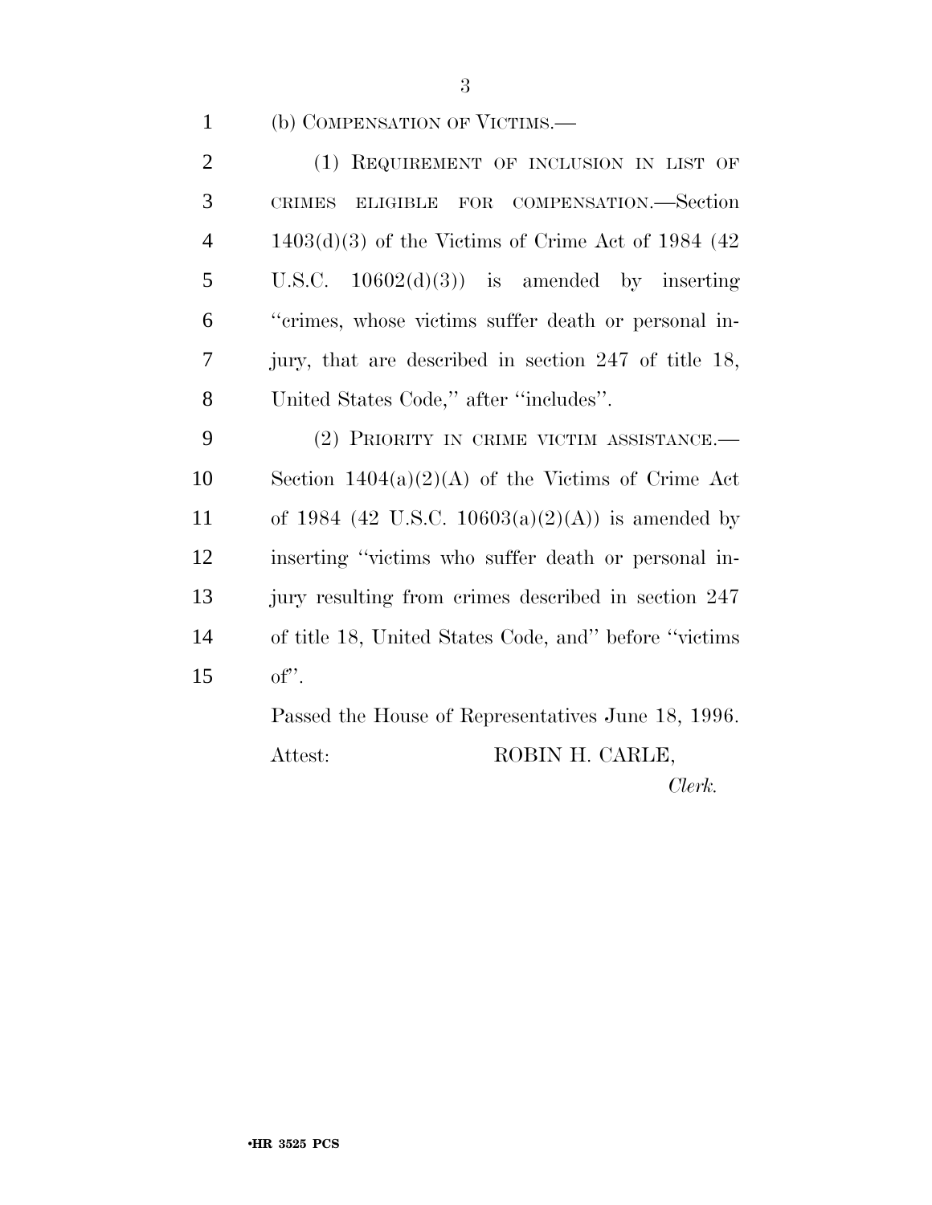(b) COMPENSATION OF VICTIMS.—

(1) REQUIREMENT OF INCLUSION IN LIST OF CRIMES ELIGIBLE FOR COMPENSATION.—Section 1403(d)(3) of the Victims of Crime Act of 1984 (42 U.S.C. 10602(d)(3)) is amended by inserting "crimes, whose victims suffer death or personal injury, that are described in section 247 of title 18, United States Code," after "includes".

(2) PRIORITY IN CRIME VICTIM ASSISTANCE.—Section 1404(a)(2)(A) of the Victims of Crime Act of 1984 (42 U.S.C. 10603(a)(2)(A)) is amended by inserting "victims who suffer death or personal injury resulting from crimes described in section 247 of title 18, United States Code, and" before "victims of".

Passed the House of Representatives June 18, 1996.

Attest: ROBIN H. CARLE,

*Clerk.*